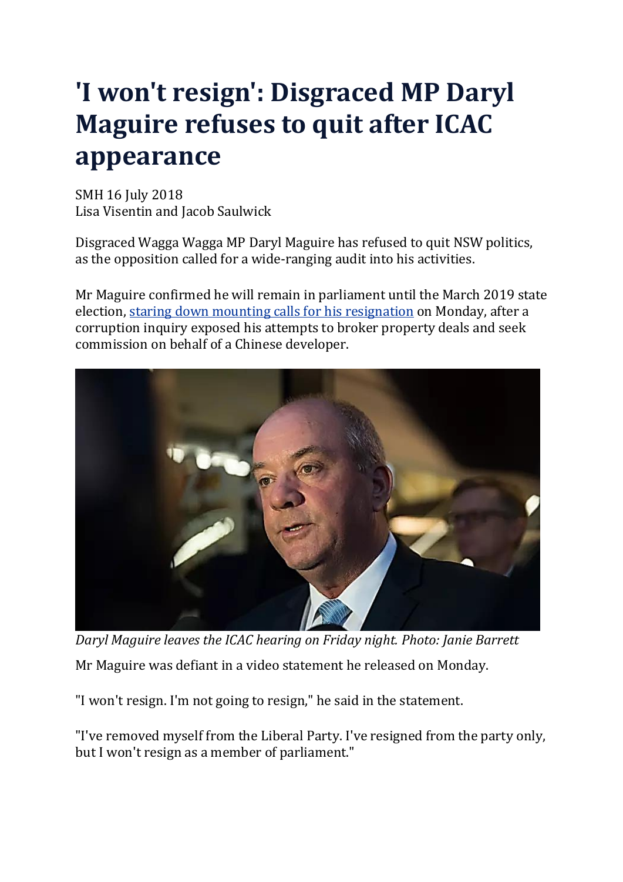# 'I won't resign': Disgraced MP Daryl Maguire refuses to quit after ICAC appearance

SMH 16 July 2018
Lisa Visentin and Jacob Saulwick

Disgraced Wagga Wagga MP Daryl Maguire has refused to quit NSW politics, as the opposition called for a wide-ranging audit into his activities.

Mr Maguire confirmed he will remain in parliament until the March 2019 state election, [staring down mounting calls for his resignation]() on Monday, after a corruption inquiry exposed his attempts to broker property deals and seek commission on behalf of a Chinese developer.

*Daryl Maguire leaves the ICAC hearing on Friday night. Photo: Janie Barrett*

Mr Maguire was defiant in a video statement he released on Monday.

"I won't resign. I'm not going to resign," he said in the statement.

"I've removed myself from the Liberal Party. I've resigned from the party only, but I won't resign as a member of parliament."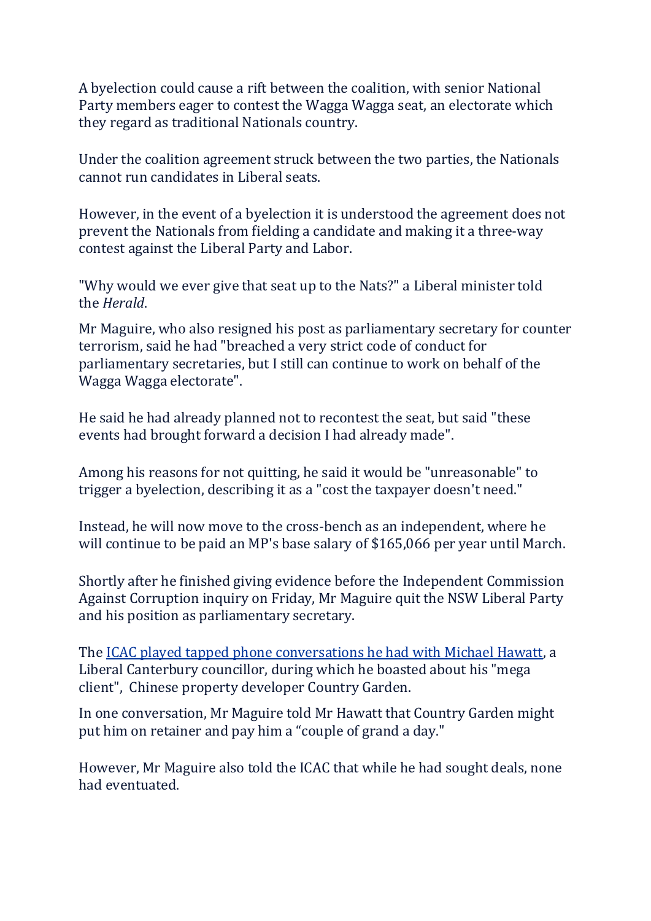A byelection could cause a rift between the coalition, with senior National Party members eager to contest the Wagga Wagga seat, an electorate which they regard as traditional Nationals country.

Under the coalition agreement struck between the two parties, the Nationals cannot run candidates in Liberal seats.

However, in the event of a byelection it is understood the agreement does not prevent the Nationals from fielding a candidate and making it a three-way contest against the Liberal Party and Labor.

"Why would we ever give that seat up to the Nats?" a Liberal minister told the *Herald*.

Mr Maguire, who also resigned his post as parliamentary secretary for counter terrorism, said he had "breached a very strict code of conduct for parliamentary secretaries, but I still can continue to work on behalf of the Wagga Wagga electorate".

He said he had already planned not to recontest the seat, but said "these events had brought forward a decision I had already made".

Among his reasons for not quitting, he said it would be "unreasonable" to trigger a byelection, describing it as a "cost the taxpayer doesn't need."

Instead, he will now move to the cross-bench as an independent, where he will continue to be paid an MP's base salary of $165,066 per year until March.

Shortly after he finished giving evidence before the Independent Commission Against Corruption inquiry on Friday, Mr Maguire quit the NSW Liberal Party and his position as parliamentary secretary.

The ICAC played tapped phone conversations he had with Michael Hawatt, a Liberal Canterbury councillor, during which he boasted about his "mega client", Chinese property developer Country Garden.

In one conversation, Mr Maguire told Mr Hawatt that Country Garden might put him on retainer and pay him a "couple of grand a day."

However, Mr Maguire also told the ICAC that while he had sought deals, none had eventuated.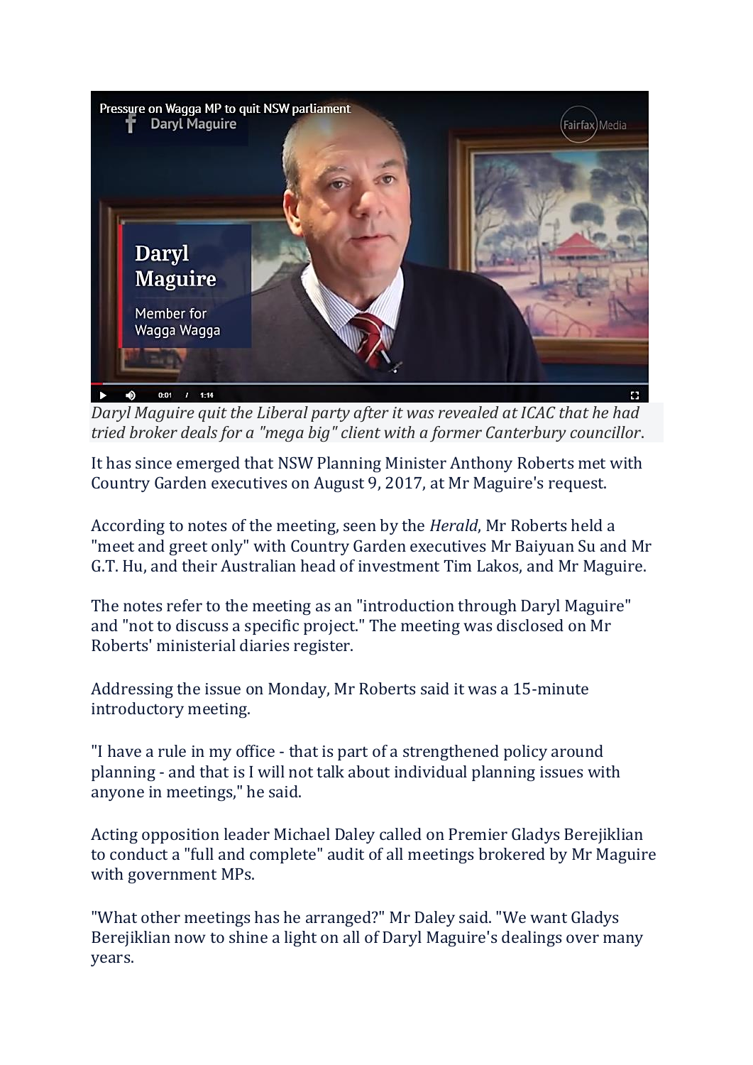*Daryl Maguire quit the Liberal party after it was revealed at ICAC that he had tried broker deals for a "mega big" client with a former Canterbury councillor.*

It has since emerged that NSW Planning Minister Anthony Roberts met with Country Garden executives on August 9, 2017, at Mr Maguire's request.

According to notes of the meeting, seen by the *Herald*, Mr Roberts held a "meet and greet only" with Country Garden executives Mr Baiyuan Su and Mr G.T. Hu, and their Australian head of investment Tim Lakos, and Mr Maguire.

The notes refer to the meeting as an "introduction through Daryl Maguire" and "not to discuss a specific project." The meeting was disclosed on Mr Roberts' ministerial diaries register.

Addressing the issue on Monday, Mr Roberts said it was a 15-minute introductory meeting.

"I have a rule in my office - that is part of a strengthened policy around planning - and that is I will not talk about individual planning issues with anyone in meetings," he said.

Acting opposition leader Michael Daley called on Premier Gladys Berejiklian to conduct a "full and complete" audit of all meetings brokered by Mr Maguire with government MPs.

"What other meetings has he arranged?" Mr Daley said. "We want Gladys Berejiklian now to shine a light on all of Daryl Maguire's dealings over many years.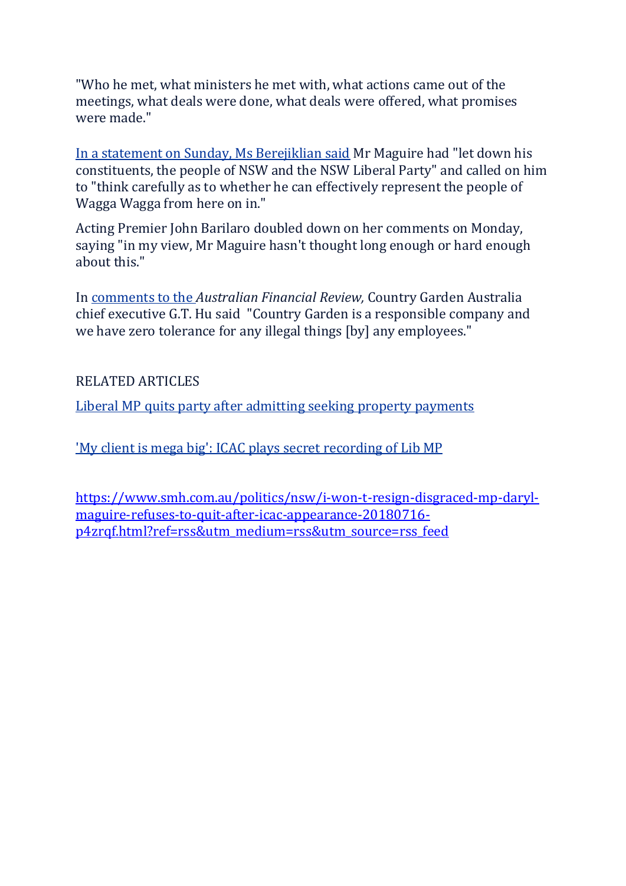"Who he met, what ministers he met with, what actions came out of the meetings, what deals were done, what deals were offered, what promises were made."

In a statement on Sunday, Ms Berejiklian said Mr Maguire had "let down his constituents, the people of NSW and the NSW Liberal Party" and called on him to "think carefully as to whether he can effectively represent the people of Wagga Wagga from here on in."

Acting Premier John Barilaro doubled down on her comments on Monday, saying "in my view, Mr Maguire hasn't thought long enough or hard enough about this."

In comments to the *Australian Financial Review,* Country Garden Australia chief executive G.T. Hu said "Country Garden is a responsible company and we have zero tolerance for any illegal things [by] any employees."

RELATED ARTICLES

Liberal MP quits party after admitting seeking property payments

'My client is mega big': ICAC plays secret recording of Lib MP

https://www.smh.com.au/politics/nsw/i-won-t-resign-disgraced-mp-daryl-maguire-refuses-to-quit-after-icac-appearance-20180716-p4zrqf.html?ref=rss&utm_medium=rss&utm_source=rss_feed